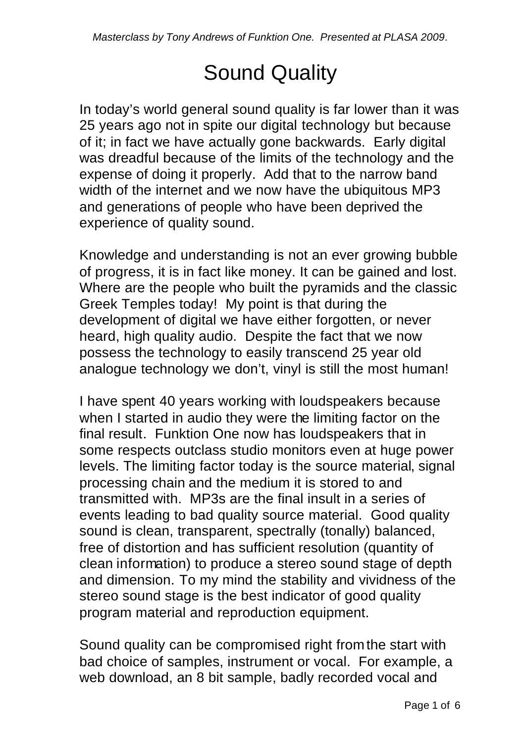*Masterclass by Tony Andrews of Funktion One. Presented at PLASA 2009*.

# Sound Quality

In today's world general sound quality is far lower than it was 25 years ago not in spite our digital technology but because of it; in fact we have actually gone backwards. Early digital was dreadful because of the limits of the technology and the expense of doing it properly. Add that to the narrow band width of the internet and we now have the ubiquitous MP3 and generations of people who have been deprived the experience of quality sound.

Knowledge and understanding is not an ever growing bubble of progress, it is in fact like money. It can be gained and lost. Where are the people who built the pyramids and the classic Greek Temples today! My point is that during the development of digital we have either forgotten, or never heard, high quality audio. Despite the fact that we now possess the technology to easily transcend 25 year old analogue technology we don't, vinyl is still the most human!

I have spent 40 years working with loudspeakers because when I started in audio they were the limiting factor on the final result. Funktion One now has loudspeakers that in some respects outclass studio monitors even at huge power levels. The limiting factor today is the source material, signal processing chain and the medium it is stored to and transmitted with. MP3s are the final insult in a series of events leading to bad quality source material. Good quality sound is clean, transparent, spectrally (tonally) balanced, free of distortion and has sufficient resolution (quantity of clean information) to produce a stereo sound stage of depth and dimension. To my mind the stability and vividness of the stereo sound stage is the best indicator of good quality program material and reproduction equipment.

Sound quality can be compromised right from the start with bad choice of samples, instrument or vocal. For example, a web download, an 8 bit sample, badly recorded vocal and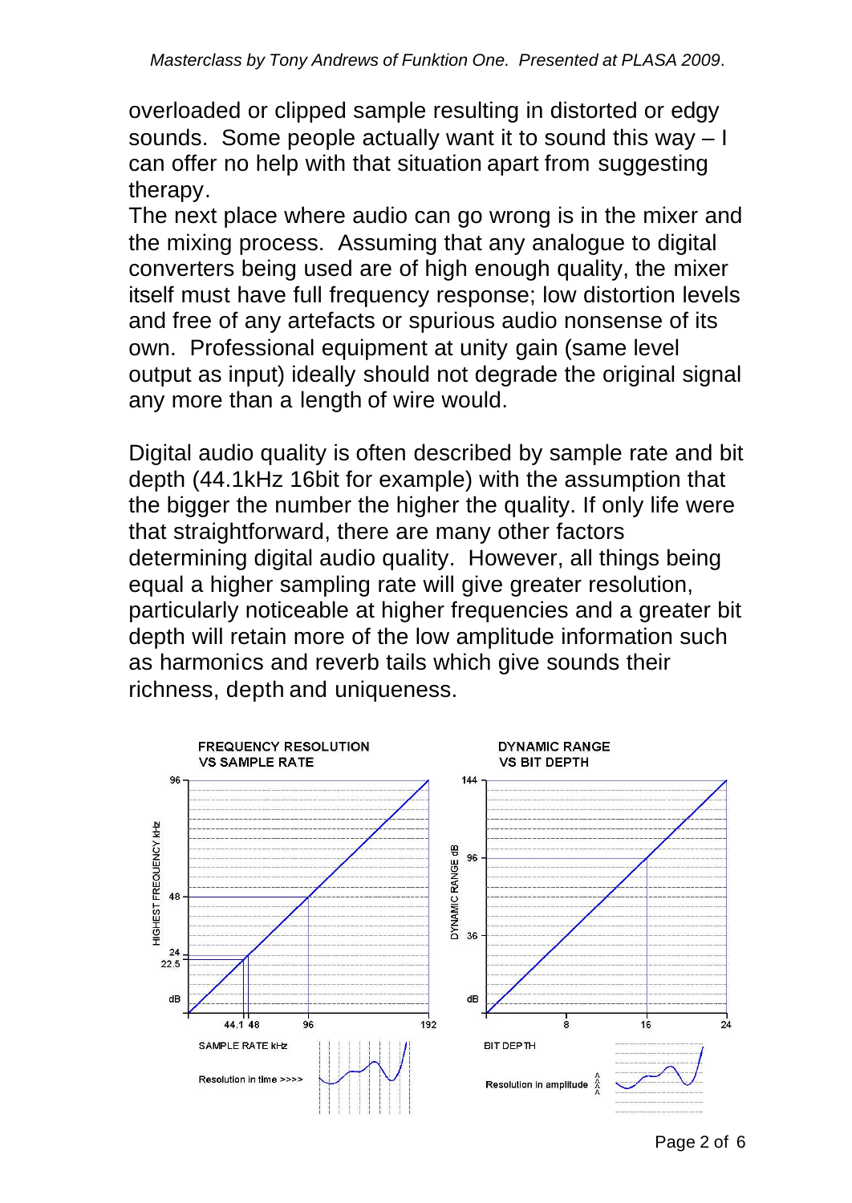overloaded or clipped sample resulting in distorted or edgy sounds. Some people actually want it to sound this way – I can offer no help with that situation apart from suggesting therapy.

The next place where audio can go wrong is in the mixer and the mixing process. Assuming that any analogue to digital converters being used are of high enough quality, the mixer itself must have full frequency response; low distortion levels and free of any artefacts or spurious audio nonsense of its own. Professional equipment at unity gain (same level output as input) ideally should not degrade the original signal any more than a length of wire would.

Digital audio quality is often described by sample rate and bit depth (44.1kHz 16bit for example) with the assumption that the bigger the number the higher the quality. If only life were that straightforward, there are many other factors determining digital audio quality. However, all things being equal a higher sampling rate will give greater resolution, particularly noticeable at higher frequencies and a greater bit depth will retain more of the low amplitude information such as harmonics and reverb tails which give sounds their richness, depth and uniqueness.

FREQUENCY RESOLUTION VS SAMPLE RATE

DYNAMIC RANGE VS BIT DEPTH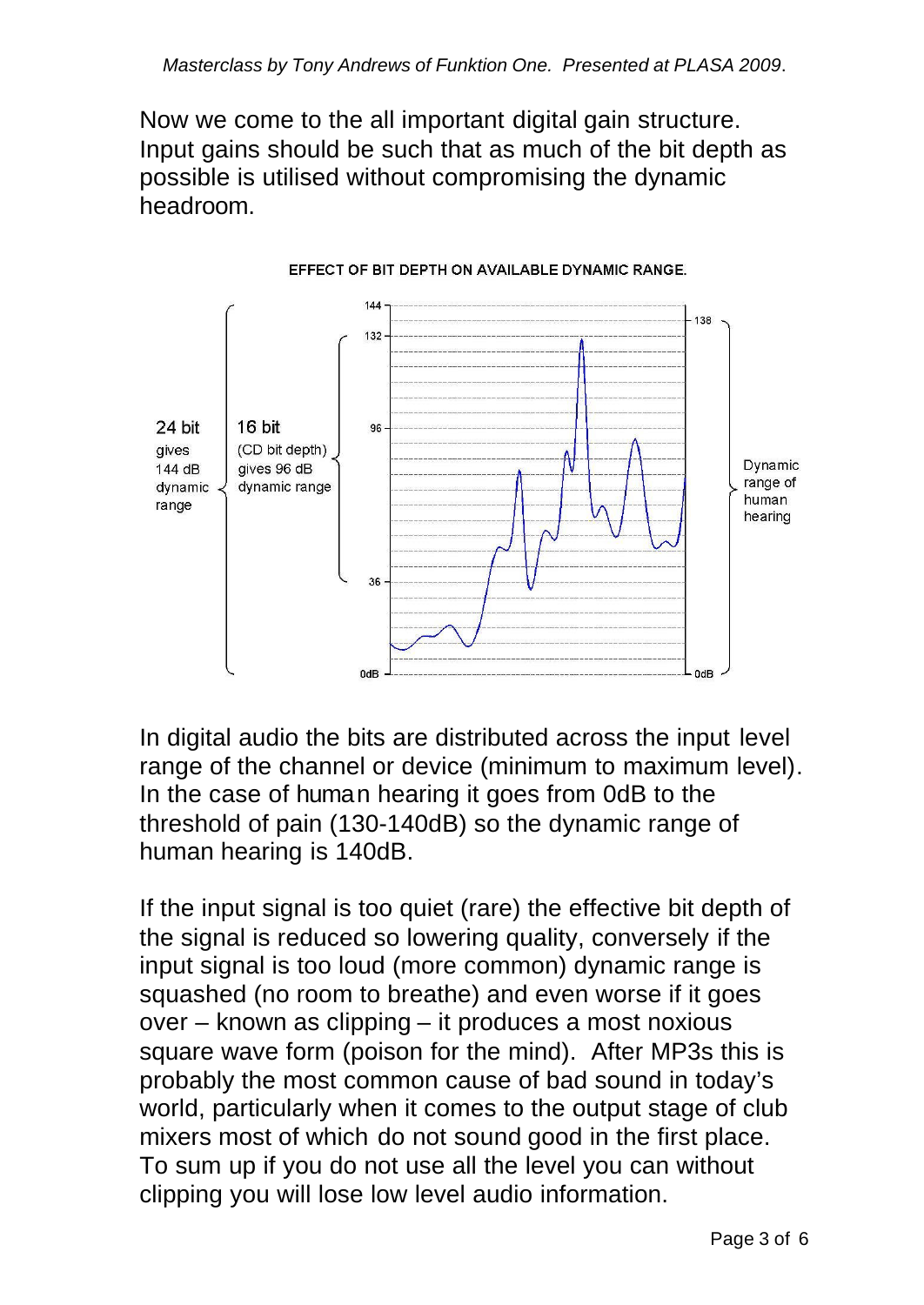Now we come to the all important digital gain structure. Input gains should be such that as much of the bit depth as possible is utilised without compromising the dynamic headroom.

EFFECT OF BIT DEPTH ON AVAILABLE DYNAMIC RANGE.

In digital audio the bits are distributed across the input level range of the channel or device (minimum to maximum level). In the case of human hearing it goes from 0dB to the threshold of pain (130-140dB) so the dynamic range of human hearing is 140dB.

If the input signal is too quiet (rare) the effective bit depth of the signal is reduced so lowering quality, conversely if the input signal is too loud (more common) dynamic range is squashed (no room to breathe) and even worse if it goes over – known as clipping – it produces a most noxious square wave form (poison for the mind). After MP3s this is probably the most common cause of bad sound in today's world, particularly when it comes to the output stage of club mixers most of which do not sound good in the first place. To sum up if you do not use all the level you can without clipping you will lose low level audio information.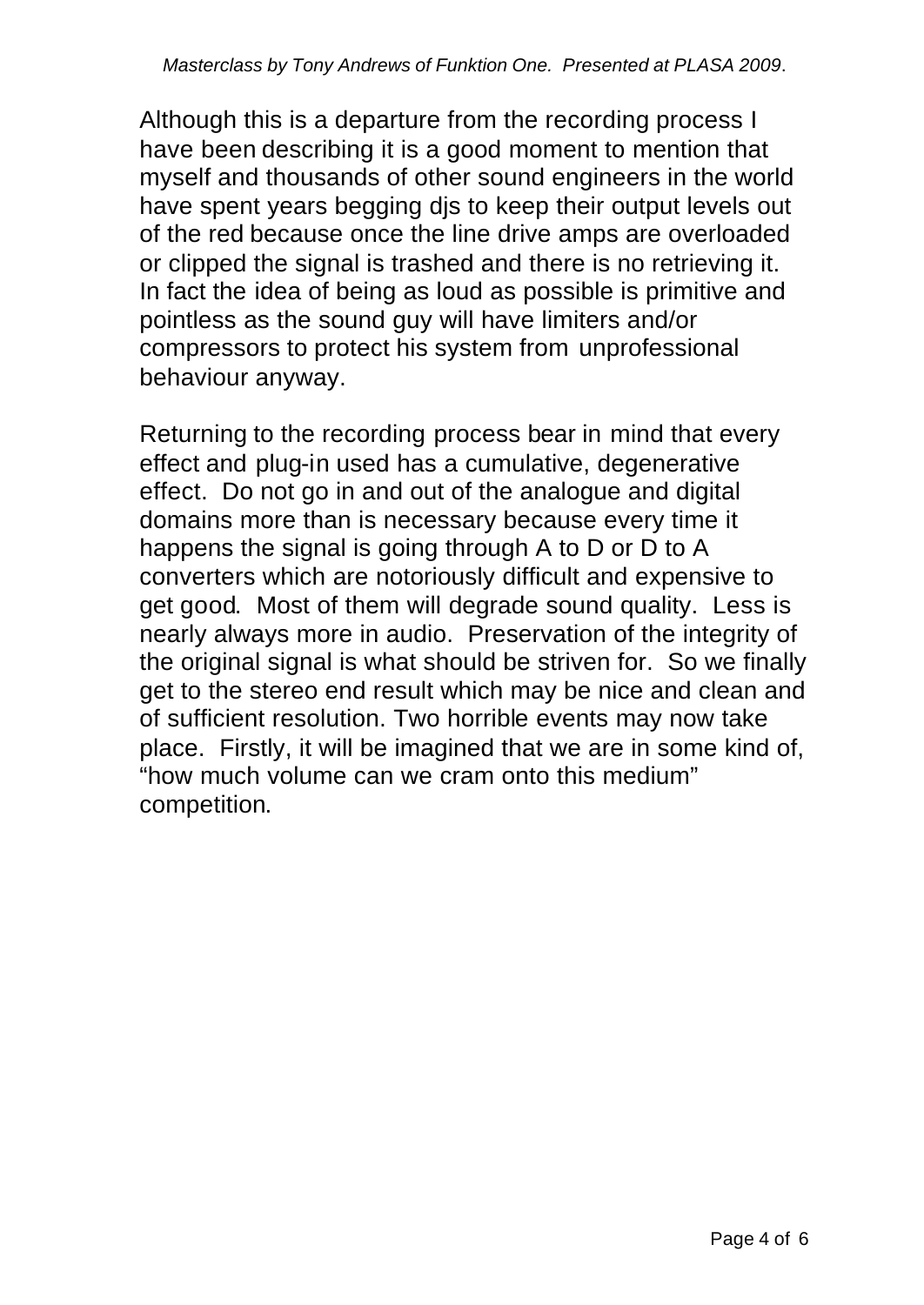Although this is a departure from the recording process I have been describing it is a good moment to mention that myself and thousands of other sound engineers in the world have spent years begging djs to keep their output levels out of the red because once the line drive amps are overloaded or clipped the signal is trashed and there is no retrieving it. In fact the idea of being as loud as possible is primitive and pointless as the sound guy will have limiters and/or compressors to protect his system from unprofessional behaviour anyway.

Returning to the recording process bear in mind that every effect and plug-in used has a cumulative, degenerative effect. Do not go in and out of the analogue and digital domains more than is necessary because every time it happens the signal is going through A to D or D to A converters which are notoriously difficult and expensive to get good. Most of them will degrade sound quality. Less is nearly always more in audio. Preservation of the integrity of the original signal is what should be striven for. So we finally get to the stereo end result which may be nice and clean and of sufficient resolution. Two horrible events may now take place. Firstly, it will be imagined that we are in some kind of, "how much volume can we cram onto this medium" competition.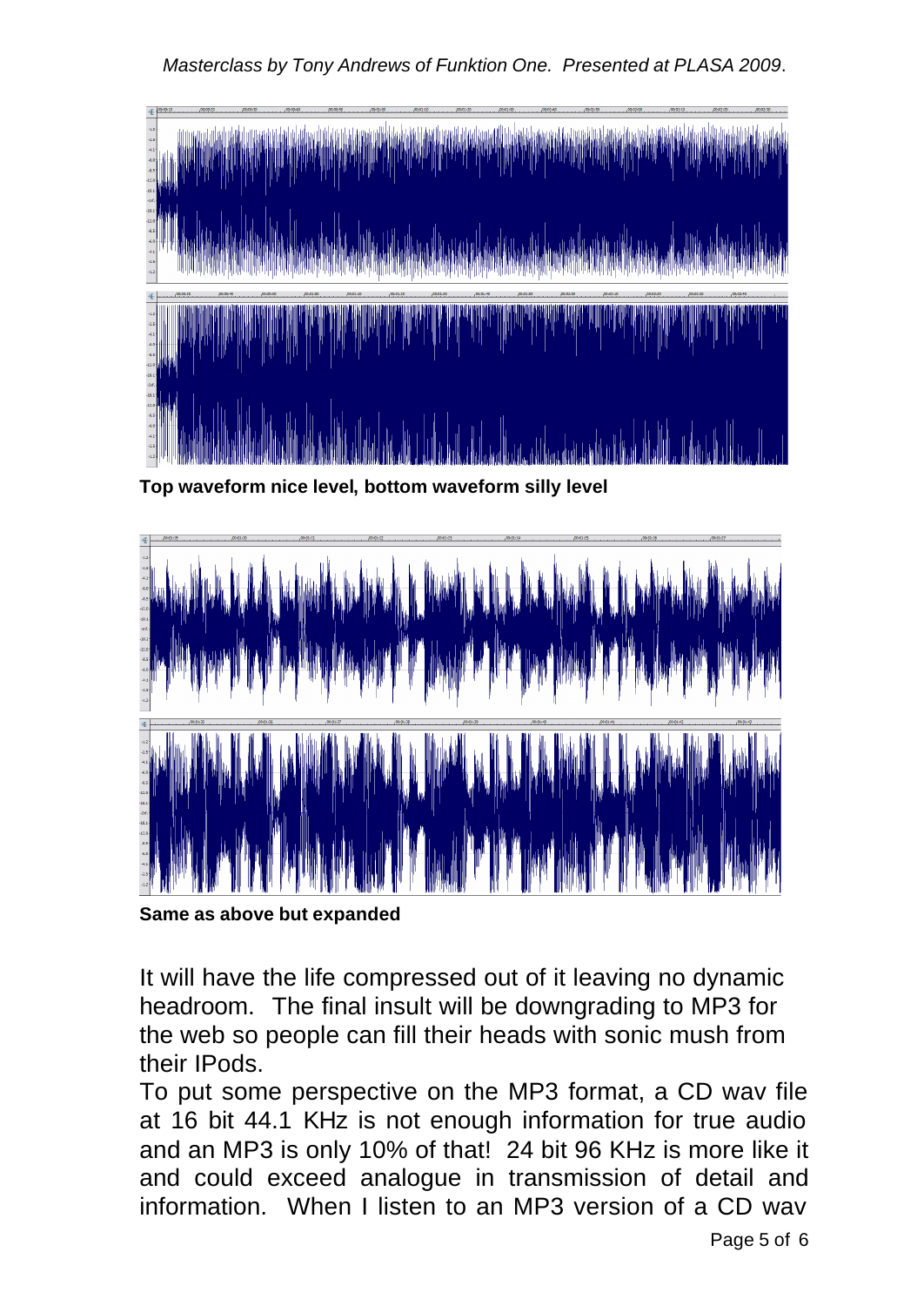**Top waveform nice level, bottom waveform silly level**

**Same as above but expanded**

It will have the life compressed out of it leaving no dynamic headroom. The final insult will be downgrading to MP3 for the web so people can fill their heads with sonic mush from their IPods.

To put some perspective on the MP3 format, a CD wav file at 16 bit 44.1 KHz is not enough information for true audio and an MP3 is only 10% of that! 24 bit 96 KHz is more like it and could exceed analogue in transmission of detail and information. When I listen to an MP3 version of a CD wav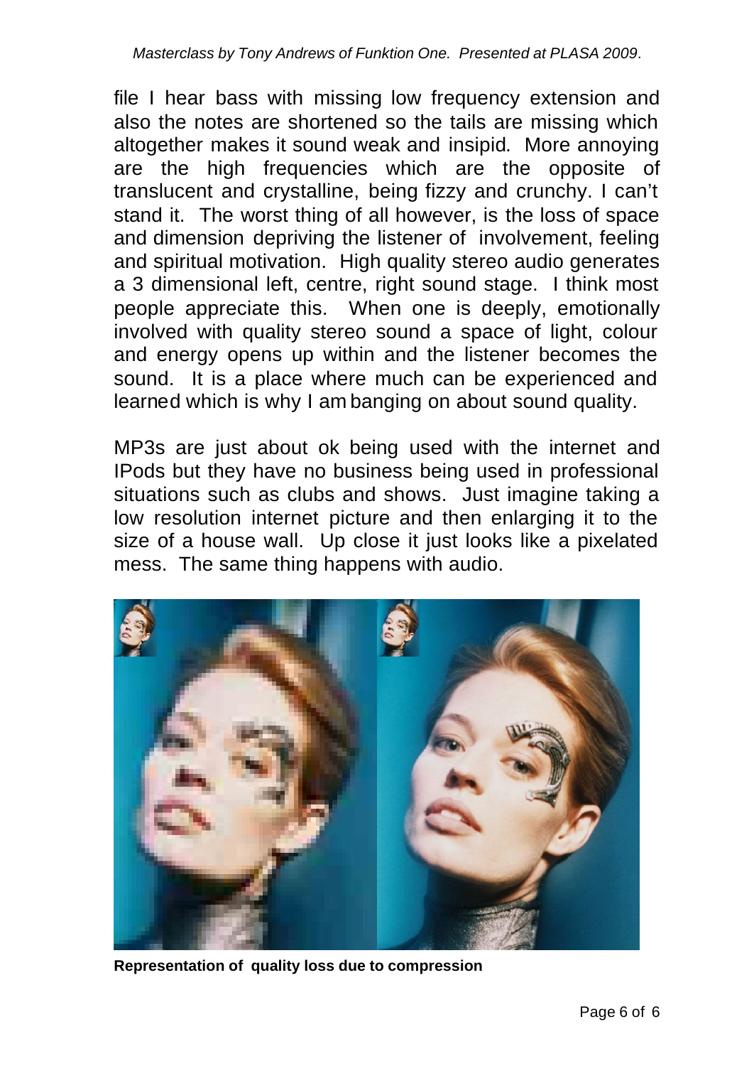file I hear bass with missing low frequency extension and also the notes are shortened so the tails are missing which altogether makes it sound weak and insipid. More annoying are the high frequencies which are the opposite of translucent and crystalline, being fizzy and crunchy. I can't stand it. The worst thing of all however, is the loss of space and dimension depriving the listener of involvement, feeling and spiritual motivation. High quality stereo audio generates a 3 dimensional left, centre, right sound stage. I think most people appreciate this. When one is deeply, emotionally involved with quality stereo sound a space of light, colour and energy opens up within and the listener becomes the sound. It is a place where much can be experienced and learned which is why I am banging on about sound quality.

MP3s are just about ok being used with the internet and IPods but they have no business being used in professional situations such as clubs and shows. Just imagine taking a low resolution internet picture and then enlarging it to the size of a house wall. Up close it just looks like a pixelated mess. The same thing happens with audio.

**Representation of quality loss due to compression**